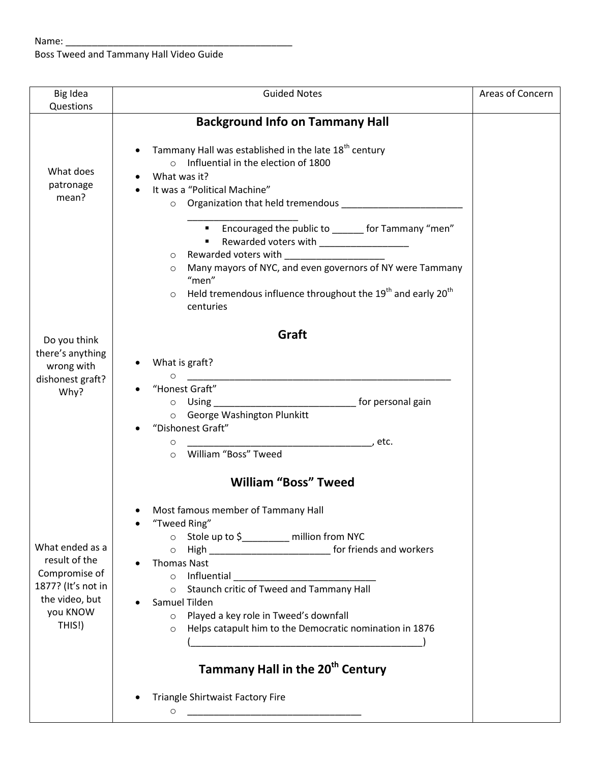Name: ____________________________________________

Boss Tweed and Tammany Hall Video Guide

| Big Idea Questions | Guided Notes | Areas of Concern |
| --- | --- | --- |
| What does patronage mean? | **Background Info on Tammany Hall**<br><br>• Tammany Hall was established in the late 18th century<br>  ○ Influential in the election of 1800<br>• What was it?<br>• It was a "Political Machine"<br>  ○ Organization that held tremendous _______________________ _____________________<br>    ▪ Encouraged the public to ______ for Tammany "men"<br>    ▪ Rewarded voters with _________________<br>  ○ Rewarded voters with ___________________<br>  ○ Many mayors of NYC, and even governors of NY were Tammany "men"<br>  ○ Held tremendous influence throughout the 19th and early 20th centuries | |
| Do you think there's anything wrong with dishonest graft? Why? | **Graft**<br><br>• What is graft?<br>  ○ ___________________________________________________<br>• "Honest Graft"<br>  ○ Using ___________________________ for personal gain<br>  ○ George Washington Plunkitt<br>• "Dishonest Graft"<br>  ○ ___________________________________, etc.<br>  ○ William "Boss" Tweed | |
| What ended as a result of the Compromise of 1877? (It's not in the video, but you KNOW THIS!) | **William "Boss" Tweed**<br><br>• Most famous member of Tammany Hall<br>• "Tweed Ring"<br>  ○ Stole up to $_________ million from NYC<br>  ○ High _______________________ for friends and workers<br>• Thomas Nast<br>  ○ Influential ___________________________<br>  ○ Staunch critic of Tweed and Tammany Hall<br>• Samuel Tilden<br>  ○ Played a key role in Tweed's downfall<br>  ○ Helps catapult him to the Democratic nomination in 1876 (_____________________________________________) | |
| | **Tammany Hall in the 20th Century**<br><br>• Triangle Shirtwaist Factory Fire<br>  ○ __________________________________ | |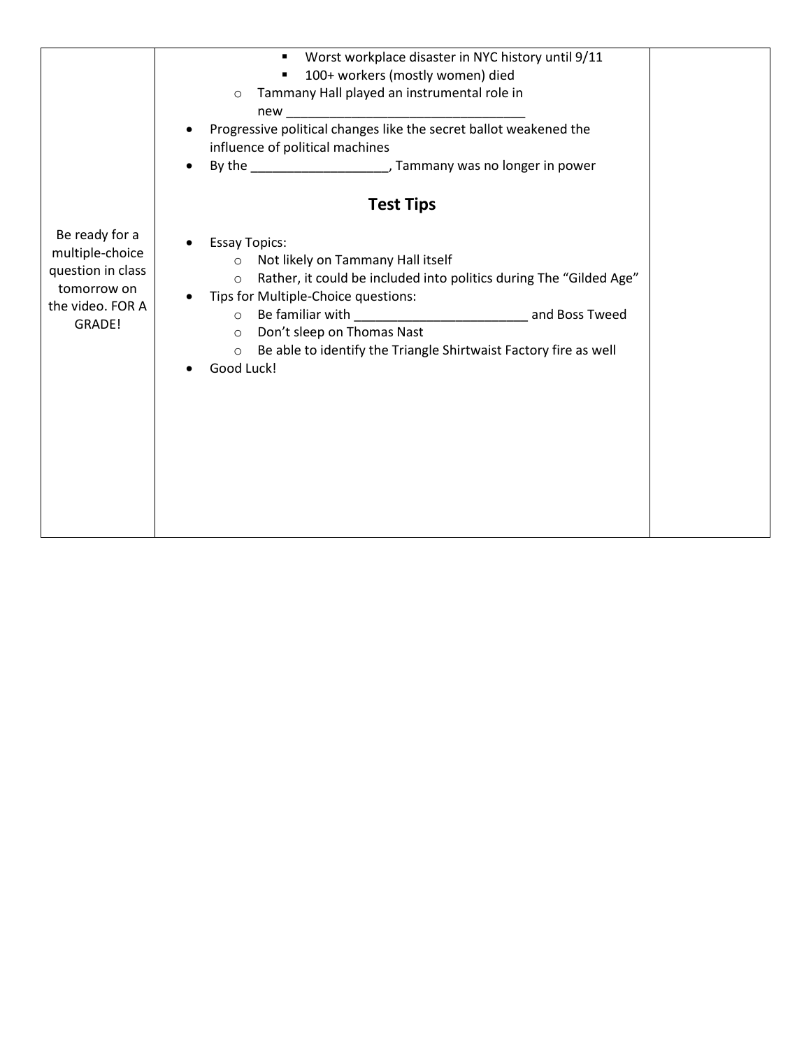| | | |
|---|---|---|
| Be ready for a multiple-choice question in class tomorrow on the video. FOR A GRADE! | ▪ Worst workplace disaster in NYC history until 9/11<br>▪ 100+ workers (mostly women) died<br>○ Tammany Hall played an instrumental role in new __________________________________<br>• Progressive political changes like the secret ballot weakened the influence of political machines<br>• By the ___________________, Tammany was no longer in power<br><br>**Test Tips**<br><br>• Essay Topics:<br>○ Not likely on Tammany Hall itself<br>○ Rather, it could be included into politics during The "Gilded Age"<br>• Tips for Multiple-Choice questions:<br>○ Be familiar with _________________________ and Boss Tweed<br>○ Don't sleep on Thomas Nast<br>○ Be able to identify the Triangle Shirtwaist Factory fire as well<br>• Good Luck! | |